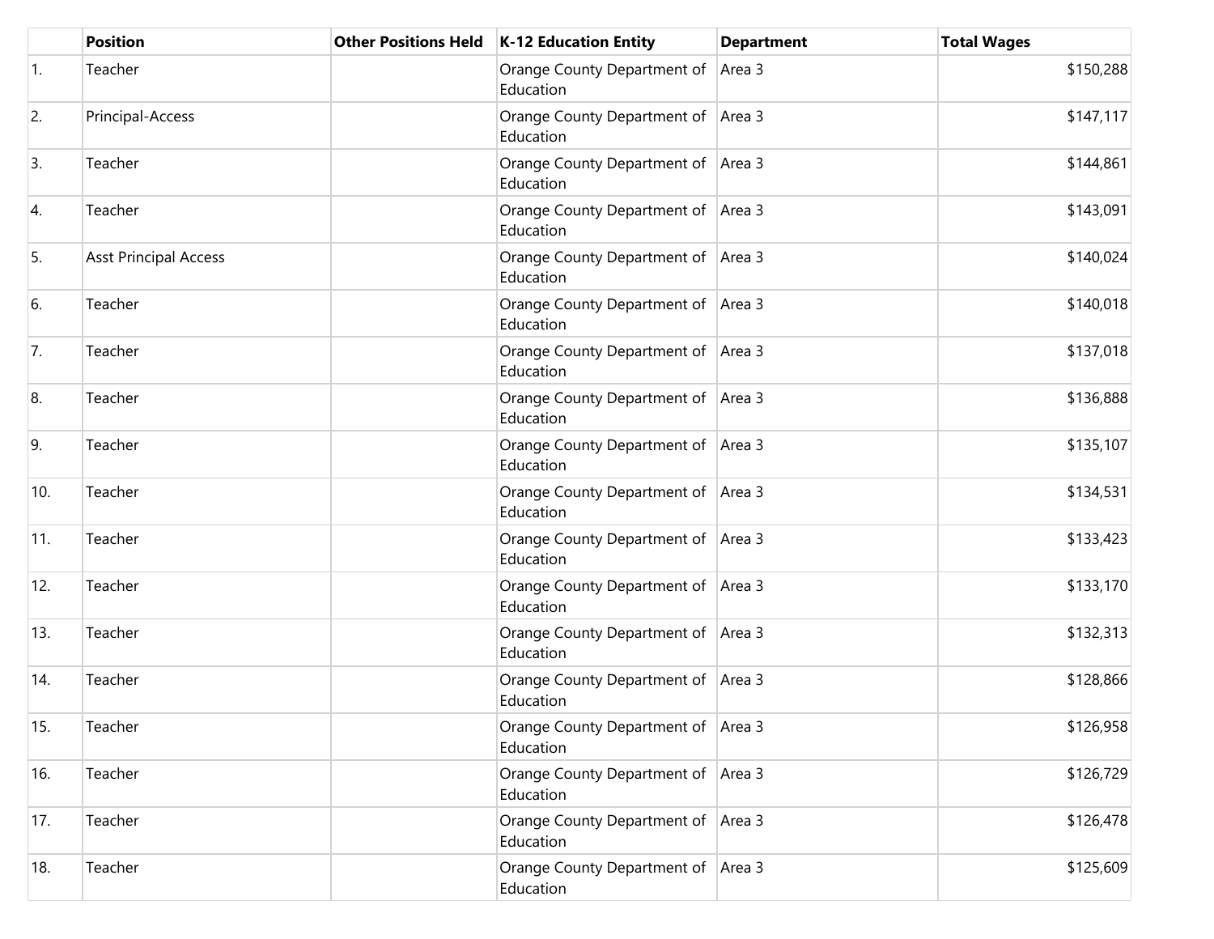| | Position | Other Positions Held | K-12 Education Entity | Department | Total Wages |
|---|---|---|---|---|---|
| 1. | Teacher | | Orange County Department of Education | Area 3 | $150,288 |
| 2. | Principal-Access | | Orange County Department of Education | Area 3 | $147,117 |
| 3. | Teacher | | Orange County Department of Education | Area 3 | $144,861 |
| 4. | Teacher | | Orange County Department of Education | Area 3 | $143,091 |
| 5. | Asst Principal Access | | Orange County Department of Education | Area 3 | $140,024 |
| 6. | Teacher | | Orange County Department of Education | Area 3 | $140,018 |
| 7. | Teacher | | Orange County Department of Education | Area 3 | $137,018 |
| 8. | Teacher | | Orange County Department of Education | Area 3 | $136,888 |
| 9. | Teacher | | Orange County Department of Education | Area 3 | $135,107 |
| 10. | Teacher | | Orange County Department of Education | Area 3 | $134,531 |
| 11. | Teacher | | Orange County Department of Education | Area 3 | $133,423 |
| 12. | Teacher | | Orange County Department of Education | Area 3 | $133,170 |
| 13. | Teacher | | Orange County Department of Education | Area 3 | $132,313 |
| 14. | Teacher | | Orange County Department of Education | Area 3 | $128,866 |
| 15. | Teacher | | Orange County Department of Education | Area 3 | $126,958 |
| 16. | Teacher | | Orange County Department of Education | Area 3 | $126,729 |
| 17. | Teacher | | Orange County Department of Education | Area 3 | $126,478 |
| 18. | Teacher | | Orange County Department of Education | Area 3 | $125,609 |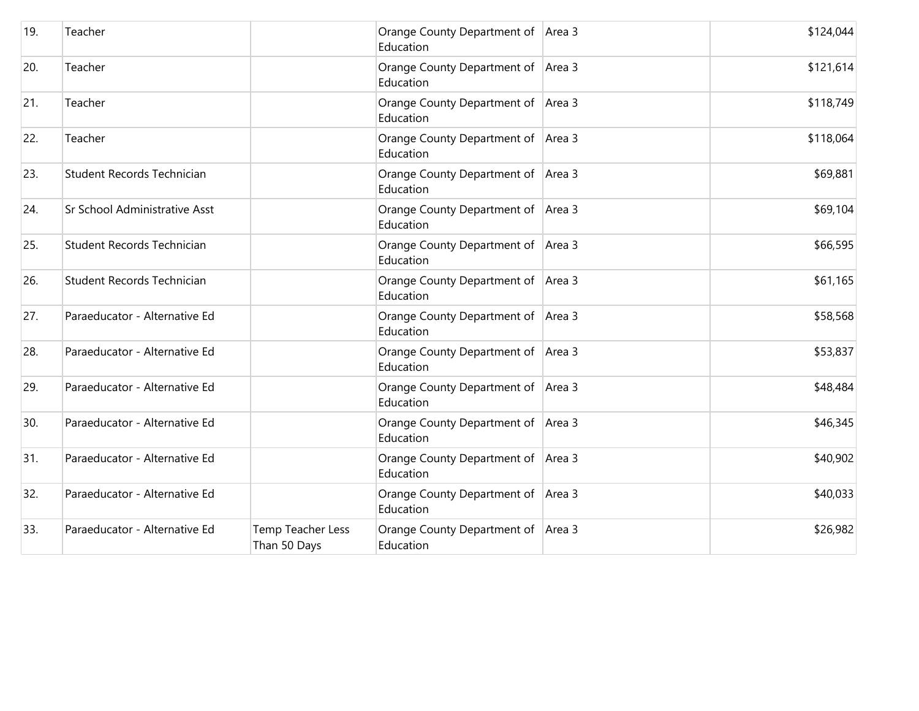| | | | | | |
|---|---|---|---|---|---|
| 19. | Teacher | | Orange County Department of Education | Area 3 | $124,044 |
| 20. | Teacher | | Orange County Department of Education | Area 3 | $121,614 |
| 21. | Teacher | | Orange County Department of Education | Area 3 | $118,749 |
| 22. | Teacher | | Orange County Department of Education | Area 3 | $118,064 |
| 23. | Student Records Technician | | Orange County Department of Education | Area 3 | $69,881 |
| 24. | Sr School Administrative Asst | | Orange County Department of Education | Area 3 | $69,104 |
| 25. | Student Records Technician | | Orange County Department of Education | Area 3 | $66,595 |
| 26. | Student Records Technician | | Orange County Department of Education | Area 3 | $61,165 |
| 27. | Paraeducator - Alternative Ed | | Orange County Department of Education | Area 3 | $58,568 |
| 28. | Paraeducator - Alternative Ed | | Orange County Department of Education | Area 3 | $53,837 |
| 29. | Paraeducator - Alternative Ed | | Orange County Department of Education | Area 3 | $48,484 |
| 30. | Paraeducator - Alternative Ed | | Orange County Department of Education | Area 3 | $46,345 |
| 31. | Paraeducator - Alternative Ed | | Orange County Department of Education | Area 3 | $40,902 |
| 32. | Paraeducator - Alternative Ed | | Orange County Department of Education | Area 3 | $40,033 |
| 33. | Paraeducator - Alternative Ed | Temp Teacher Less Than 50 Days | Orange County Department of Education | Area 3 | $26,982 |